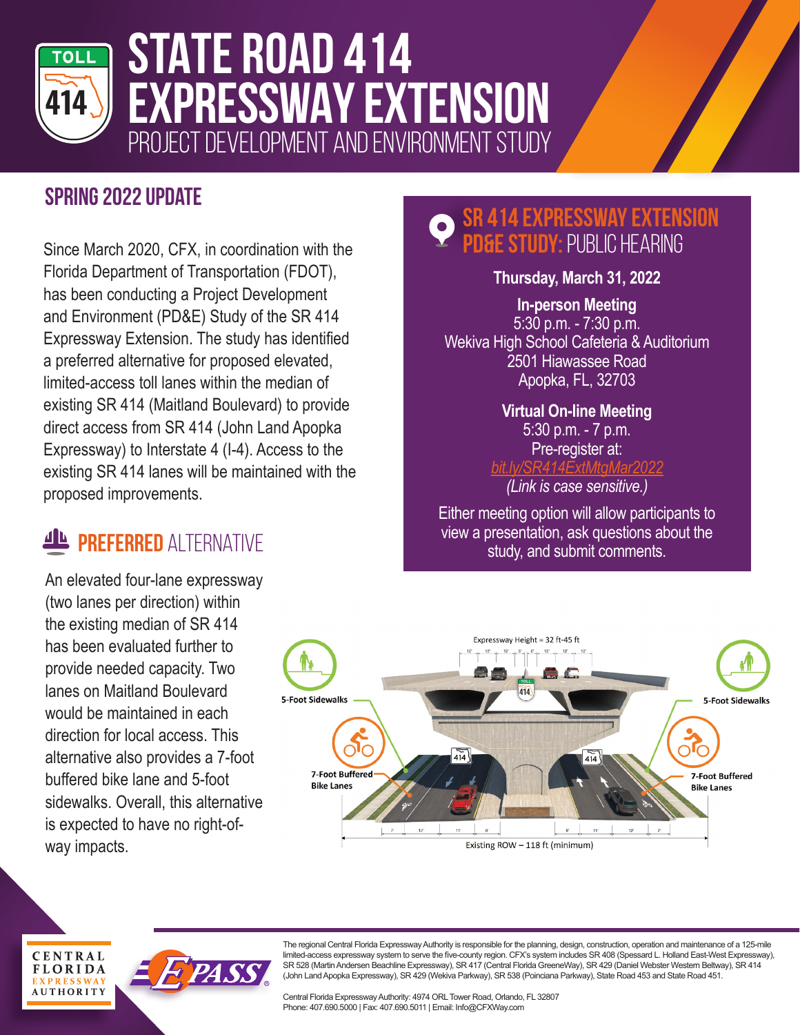# STATE ROAD 414 EXPRESSWAY EXTENSION

PROJECT DEVELOPMENT AND ENVIRONMENT STUDY

## SPRING 2022 UPDATE

Since March 2020, CFX, in coordination with the Florida Department of Transportation (FDOT), has been conducting a Project Development and Environment (PD&E) Study of the SR 414 Expressway Extension. The study has identified a preferred alternative for proposed elevated, limited-access toll lanes within the median of existing SR 414 (Maitland Boulevard) to provide direct access from SR 414 (John Land Apopka Expressway) to Interstate 4 (I-4). Access to the existing SR 414 lanes will be maintained with the proposed improvements.

## SR 414 EXPRESSWAY EXTENSION PD&E STUDY: PUBLIC HEARING

**Thursday, March 31, 2022**

**In-person Meeting**
5:30 p.m. - 7:30 p.m.
Wekiva High School Cafeteria & Auditorium
2501 Hiawassee Road
Apopka, FL, 32703

**Virtual On-line Meeting**
5:30 p.m. - 7 p.m.
Pre-register at:
bit.ly/SR414ExtMtgMar2022
*(Link is case sensitive.)*

Either meeting option will allow participants to view a presentation, ask questions about the study, and submit comments.

## PREFERRED ALTERNATIVE

An elevated four-lane expressway (two lanes per direction) within the existing median of SR 414 has been evaluated further to provide needed capacity. Two lanes on Maitland Boulevard would be maintained in each direction for local access. This alternative also provides a 7-foot buffered bike lane and 5-foot sidewalks. Overall, this alternative is expected to have no right-of-way impacts.

Expressway Height = 32 ft-45 ft

5-Foot Sidewalks

7-Foot Buffered Bike Lanes

Existing ROW – 118 ft (minimum)

---

The regional Central Florida Expressway Authority is responsible for the planning, design, construction, operation and maintenance of a 125-mile limited-access expressway system to serve the five-county region. CFX's system includes SR 408 (Spessard L. Holland East-West Expressway), SR 528 (Martin Andersen Beachline Expressway), SR 417 (Central Florida GreeneWay), SR 429 (Daniel Webster Western Beltway), SR 414 (John Land Apopka Expressway), SR 429 (Wekiva Parkway), SR 538 (Poinciana Parkway), State Road 453 and State Road 451.

Central Florida Expressway Authority: 4974 ORL Tower Road, Orlando, FL 32807
Phone: 407.690.5000 | Fax: 407.690.5011 | Email: Info@CFXWay.com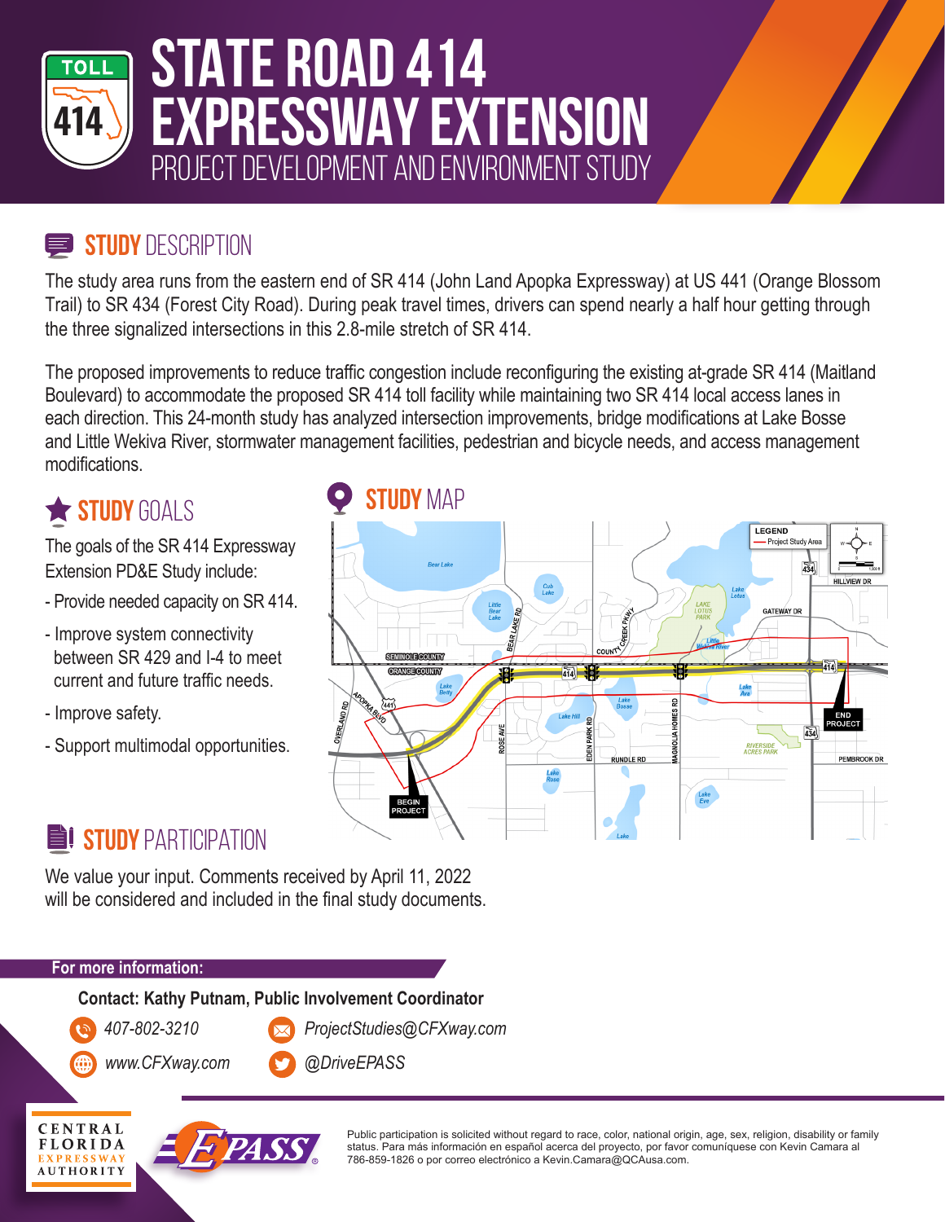# STATE ROAD 414 EXPRESSWAY EXTENSION

PROJECT DEVELOPMENT AND ENVIRONMENT STUDY

## STUDY DESCRIPTION

The study area runs from the eastern end of SR 414 (John Land Apopka Expressway) at US 441 (Orange Blossom Trail) to SR 434 (Forest City Road). During peak travel times, drivers can spend nearly a half hour getting through the three signalized intersections in this 2.8-mile stretch of SR 414.

The proposed improvements to reduce traffic congestion include reconfiguring the existing at-grade SR 414 (Maitland Boulevard) to accommodate the proposed SR 414 toll facility while maintaining two SR 414 local access lanes in each direction. This 24-month study has analyzed intersection improvements, bridge modifications at Lake Bosse and Little Wekiva River, stormwater management facilities, pedestrian and bicycle needs, and access management modifications.

## STUDY GOALS

The goals of the SR 414 Expressway Extension PD&E Study include:

- Provide needed capacity on SR 414.
- Improve system connectivity between SR 429 and I-4 to meet current and future traffic needs.
- Improve safety.
- Support multimodal opportunities.

## STUDY MAP

LEGEND
Project Study Area

BEGIN PROJECT

END PROJECT

## STUDY PARTICIPATION

We value your input. Comments received by April 11, 2022 will be considered and included in the final study documents.

**For more information:**

**Contact: Kathy Putnam, Public Involvement Coordinator**

*407-802-3210*

*ProjectStudies@CFXway.com*

*www.CFXway.com*

*@DriveEPASS*

CENTRAL FLORIDA EXPRESSWAY AUTHORITY

E-PASS

Public participation is solicited without regard to race, color, national origin, age, sex, religion, disability or family status. Para más información en español acerca del proyecto, por favor comuníquese con Kevin Camara al 786-859-1826 o por correo electrónico a Kevin.Camara@QCAusa.com.